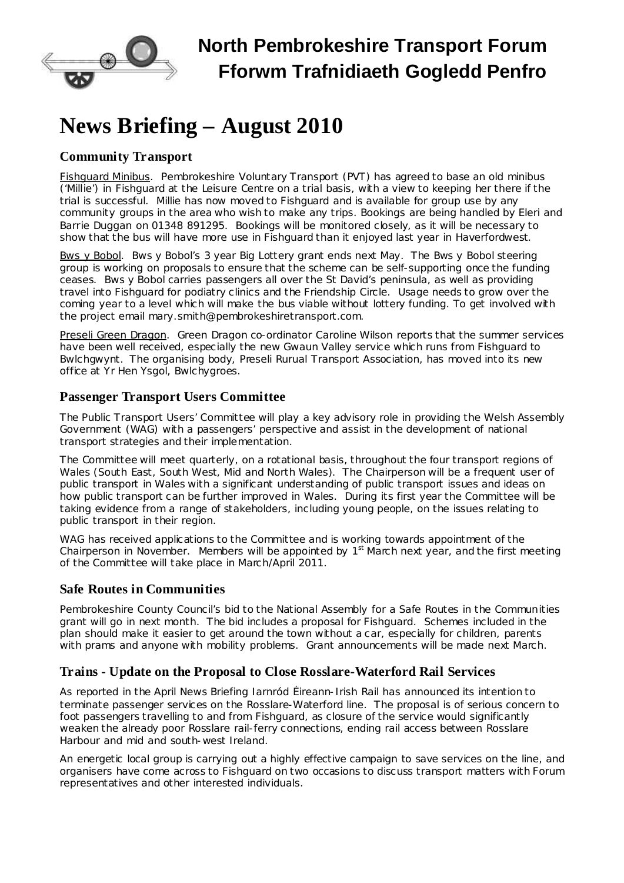# North Pembrokeshire Transport Forum
# Fforwm Trafnidiaeth Gogledd Penfro

# News Briefing – August 2010

## Community Transport

Fishguard Minibus. Pembrokeshire Voluntary Transport (PVT) has agreed to base an old minibus ('Millie') in Fishguard at the Leisure Centre on a trial basis, with a view to keeping her there if the trial is successful. Millie has now moved to Fishguard and is available for group use by any community groups in the area who wish to make any trips. Bookings are being handled by Eleri and Barrie Duggan on 01348 891295. Bookings will be monitored closely, as it will be necessary to show that the bus will have more use in Fishguard than it enjoyed last year in Haverfordwest.

Bws y Bobol. Bws y Bobol's 3 year Big Lottery grant ends next May. The Bws y Bobol steering group is working on proposals to ensure that the scheme can be self-supporting once the funding ceases. Bws y Bobol carries passengers all over the St David's peninsula, as well as providing travel into Fishguard for podiatry clinics and the Friendship Circle. Usage needs to grow over the coming year to a level which will make the bus viable without lottery funding. To get involved with the project email mary.smith@pembrokeshiretransport.com.

Preseli Green Dragon. Green Dragon co-ordinator Caroline Wilson reports that the summer services have been well received, especially the new Gwaun Valley service which runs from Fishguard to Bwlchgwynt. The organising body, Preseli Rurual Transport Association, has moved into its new office at Yr Hen Ysgol, Bwlchygroes.

## Passenger Transport Users Committee

The Public Transport Users' Committee will play a key advisory role in providing the Welsh Assembly Government (WAG) with a passengers' perspective and assist in the development of national transport strategies and their implementation.

The Committee will meet quarterly, on a rotational basis, throughout the four transport regions of Wales (South East, South West, Mid and North Wales). The Chairperson will be a frequent user of public transport in Wales with a significant understanding of public transport issues and ideas on how public transport can be further improved in Wales. During its first year the Committee will be taking evidence from a range of stakeholders, including young people, on the issues relating to public transport in their region.

WAG has received applications to the Committee and is working towards appointment of the Chairperson in November. Members will be appointed by 1st March next year, and the first meeting of the Committee will take place in March/April 2011.

## Safe Routes in Communities

Pembrokeshire County Council's bid to the National Assembly for a Safe Routes in the Communities grant will go in next month. The bid includes a proposal for Fishguard. Schemes included in the plan should make it easier to get around the town without a car, especially for children, parents with prams and anyone with mobility problems. Grant announcements will be made next March.

## Trains - Update on the Proposal to Close Rosslare-Waterford Rail Services

As reported in the April News Briefing Iarnród Éireann-Irish Rail has announced its intention to terminate passenger services on the Rosslare-Waterford line. The proposal is of serious concern to foot passengers travelling to and from Fishguard, as closure of the service would significantly weaken the already poor Rosslare rail-ferry connections, ending rail access between Rosslare Harbour and mid and south-west Ireland.

An energetic local group is carrying out a highly effective campaign to save services on the line, and organisers have come across to Fishguard on two occasions to discuss transport matters with Forum representatives and other interested individuals.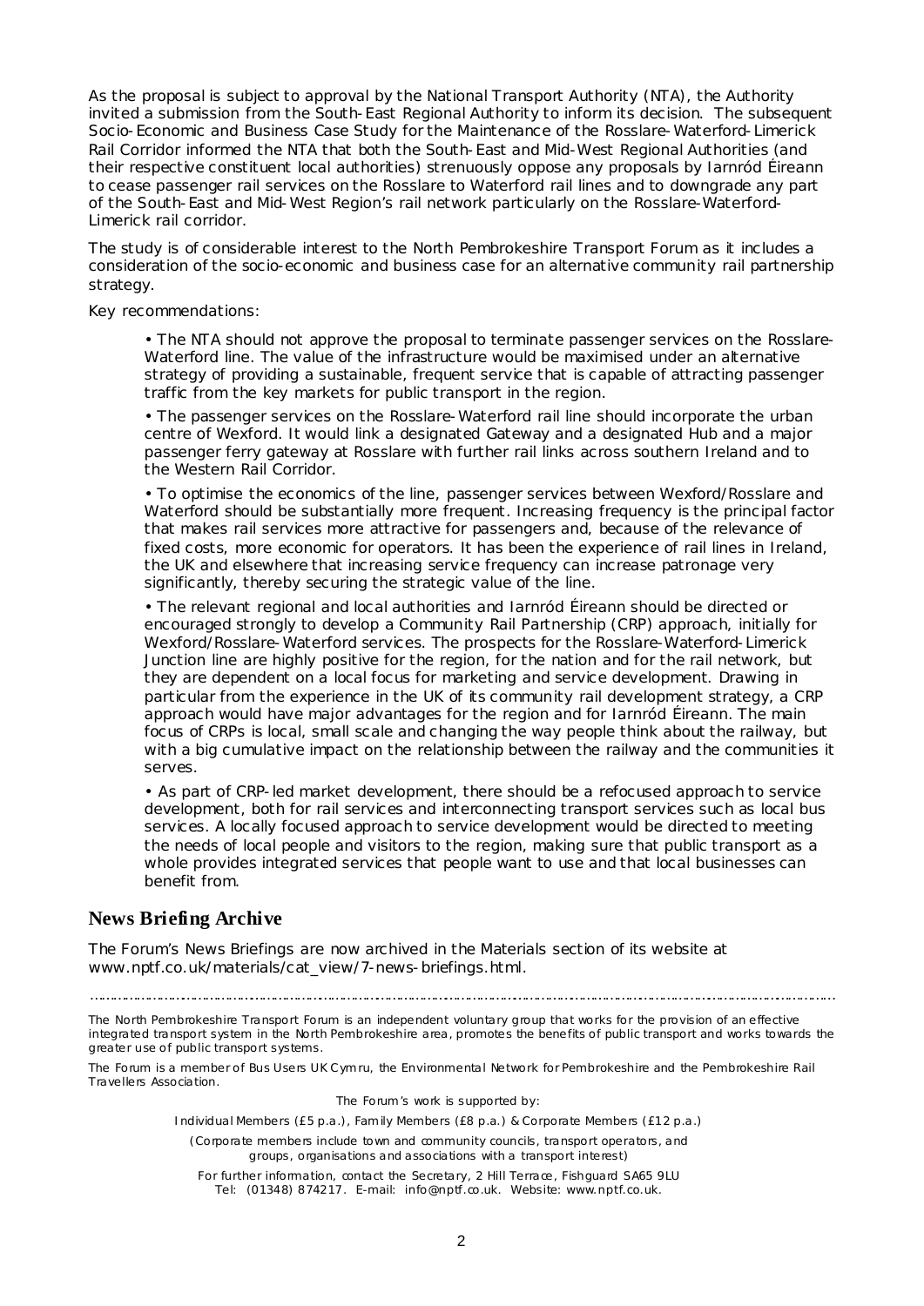As the proposal is subject to approval by the National Transport Authority (NTA), the Authority invited a submission from the South-East Regional Authority to inform its decision. The subsequent Socio-Economic and Business Case Study for the Maintenance of the Rosslare-Waterford-Limerick Rail Corridor informed the NTA that both the South-East and Mid-West Regional Authorities (and their respective constituent local authorities) strenuously oppose any proposals by Iarnród Éireann to cease passenger rail services on the Rosslare to Waterford rail lines and to downgrade any part of the South-East and Mid-West Region's rail network particularly on the Rosslare-Waterford-Limerick rail corridor.

The study is of considerable interest to the North Pembrokeshire Transport Forum as it includes a consideration of the socio-economic and business case for an alternative community rail partnership strategy.

Key recommendations:

- The NTA should not approve the proposal to terminate passenger services on the Rosslare-Waterford line. The value of the infrastructure would be maximised under an alternative strategy of providing a sustainable, frequent service that is capable of attracting passenger traffic from the key markets for public transport in the region.
- The passenger services on the Rosslare-Waterford rail line should incorporate the urban centre of Wexford. It would link a designated Gateway and a designated Hub and a major passenger ferry gateway at Rosslare with further rail links across southern Ireland and to the Western Rail Corridor.
- To optimise the economics of the line, passenger services between Wexford/Rosslare and Waterford should be substantially more frequent. Increasing frequency is the principal factor that makes rail services more attractive for passengers and, because of the relevance of fixed costs, more economic for operators. It has been the experience of rail lines in Ireland, the UK and elsewhere that increasing service frequency can increase patronage very significantly, thereby securing the strategic value of the line.
- The relevant regional and local authorities and Iarnród Éireann should be directed or encouraged strongly to develop a Community Rail Partnership (CRP) approach, initially for Wexford/Rosslare-Waterford services. The prospects for the Rosslare-Waterford-Limerick Junction line are highly positive for the region, for the nation and for the rail network, but they are dependent on a local focus for marketing and service development. Drawing in particular from the experience in the UK of its community rail development strategy, a CRP approach would have major advantages for the region and for Iarnród Éireann. The main focus of CRPs is local, small scale and changing the way people think about the railway, but with a big cumulative impact on the relationship between the railway and the communities it serves.
- As part of CRP-led market development, there should be a refocused approach to service development, both for rail services and interconnecting transport services such as local bus services. A locally focused approach to service development would be directed to meeting the needs of local people and visitors to the region, making sure that public transport as a whole provides integrated services that people want to use and that local businesses can benefit from.

## News Briefing Archive

The Forum's News Briefings are now archived in the Materials section of its website at www.nptf.co.uk/materials/cat_view/7-news-briefings.html.

---

The North Pembrokeshire Transport Forum is an independent voluntary group that works for the provision of an effective integrated transport system in the North Pembrokeshire area, promotes the benefits of public transport and works towards the greater use of public transport systems.

The Forum is a member of Bus Users UK Cymru, the Environmental Network for Pembrokeshire and the Pembrokeshire Rail Travellers Association.

The Forum's work is supported by:

Individual Members (£5 p.a.), Family Members (£8 p.a.) & Corporate Members (£12 p.a.)

(Corporate members include town and community councils, transport operators, and groups, organisations and associations with a transport interest)

For further information, contact the Secretary, 2 Hill Terrace, Fishguard SA65 9LU
Tel: (01348) 874217. E-mail: info@nptf.co.uk. Website: www.nptf.co.uk.